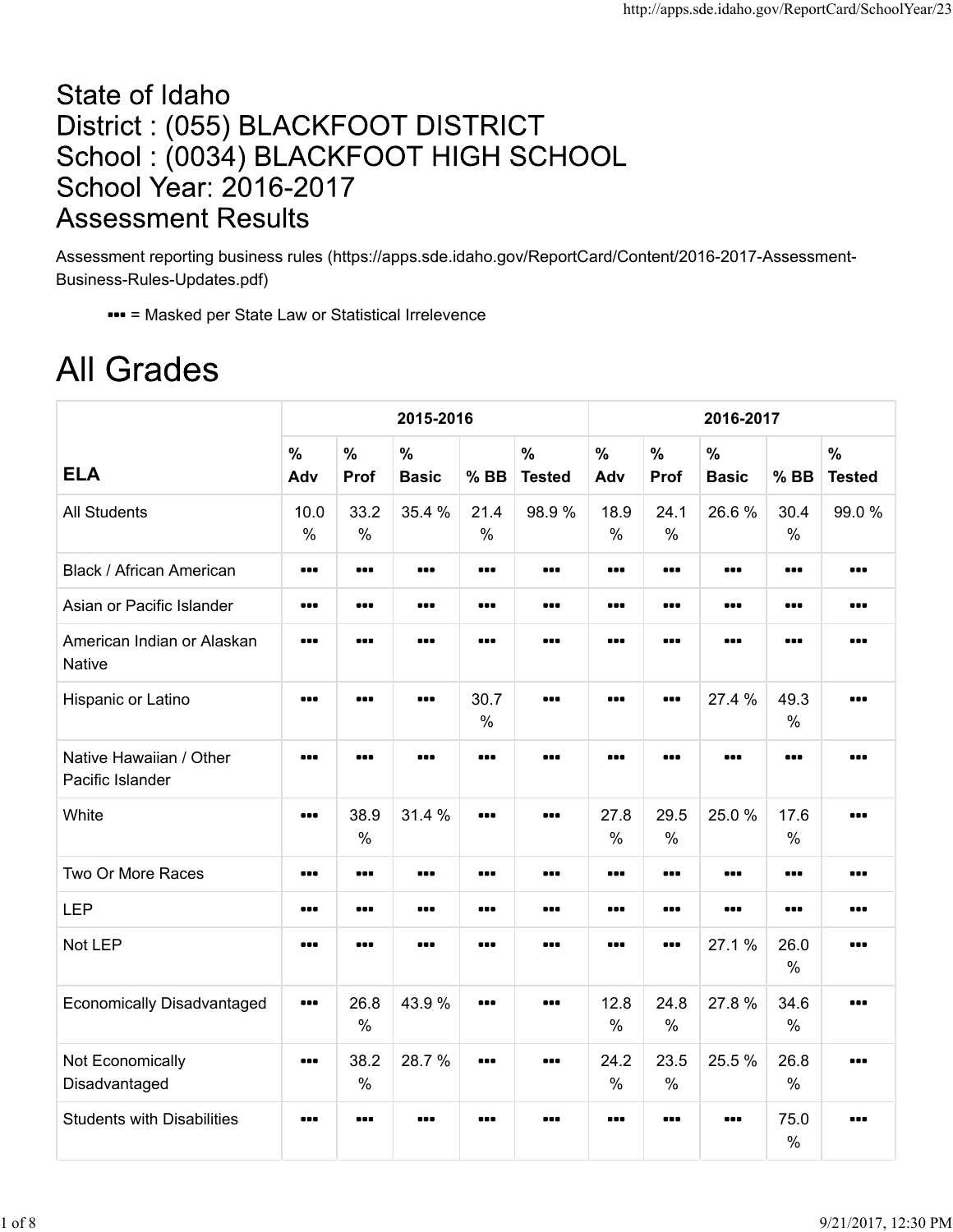# State of Idaho
# District : (055) BLACKFOOT DISTRICT
# School : (0034) BLACKFOOT HIGH SCHOOL
# School Year: 2016-2017
# Assessment Results

Assessment reporting business rules (https://apps.sde.idaho.gov/ReportCard/Content/2016-2017-Assessment-Business-Rules-Updates.pdf)

- ••• = Masked per State Law or Statistical Irrelevence

# All Grades

| ELA | 2015-2016 | | | | | 2016-2017 | | | | |
|---|---|---|---|---|---|---|---|---|---|---|
| | % Adv | % Prof | % Basic | % BB | % Tested | % Adv | % Prof | % Basic | % BB | % Tested |
| All Students | 10.0 % | 33.2 % | 35.4 % | 21.4 % | 98.9 % | 18.9 % | 24.1 % | 26.6 % | 30.4 % | 99.0 % |
| Black / African American | ••• | ••• | ••• | ••• | ••• | ••• | ••• | ••• | ••• | ••• |
| Asian or Pacific Islander | ••• | ••• | ••• | ••• | ••• | ••• | ••• | ••• | ••• | ••• |
| American Indian or Alaskan Native | ••• | ••• | ••• | ••• | ••• | ••• | ••• | ••• | ••• | ••• |
| Hispanic or Latino | ••• | ••• | ••• | 30.7 % | ••• | ••• | ••• | 27.4 % | 49.3 % | ••• |
| Native Hawaiian / Other Pacific Islander | ••• | ••• | ••• | ••• | ••• | ••• | ••• | ••• | ••• | ••• |
| White | ••• | 38.9 % | 31.4 % | ••• | ••• | 27.8 % | 29.5 % | 25.0 % | 17.6 % | ••• |
| Two Or More Races | ••• | ••• | ••• | ••• | ••• | ••• | ••• | ••• | ••• | ••• |
| LEP | ••• | ••• | ••• | ••• | ••• | ••• | ••• | ••• | ••• | ••• |
| Not LEP | ••• | ••• | ••• | ••• | ••• | ••• | ••• | 27.1 % | 26.0 % | ••• |
| Economically Disadvantaged | ••• | 26.8 % | 43.9 % | ••• | ••• | 12.8 % | 24.8 % | 27.8 % | 34.6 % | ••• |
| Not Economically Disadvantaged | ••• | 38.2 % | 28.7 % | ••• | ••• | 24.2 % | 23.5 % | 25.5 % | 26.8 % | ••• |
| Students with Disabilities | ••• | ••• | ••• | ••• | ••• | ••• | ••• | ••• | 75.0 % | ••• |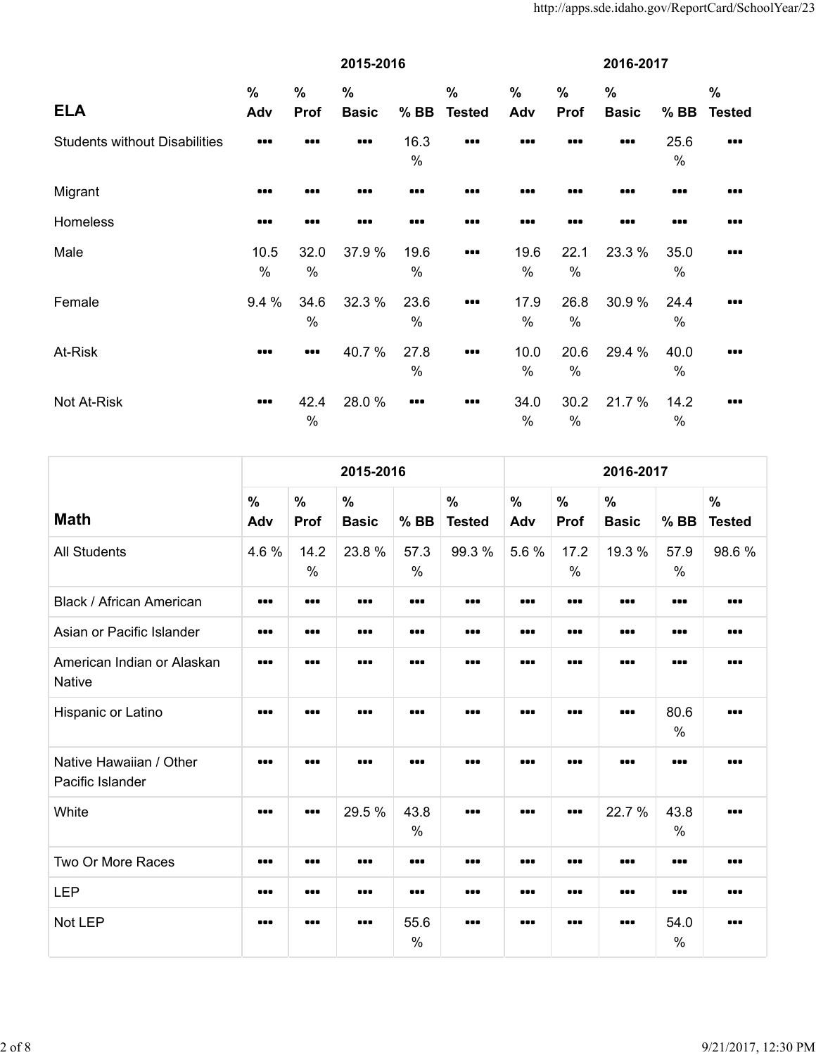| ELA | 2015-2016 | | | | | 2016-2017 | | | | |
|---|---|---|---|---|---|---|---|---|---|---|
| | % Adv | % Prof | % Basic | % BB | % Tested | % Adv | % Prof | % Basic | % BB | % Tested |
| Students without Disabilities | ••• | ••• | ••• | 16.3 % | ••• | ••• | ••• | ••• | 25.6 % | ••• |
| Migrant | ••• | ••• | ••• | ••• | ••• | ••• | ••• | ••• | ••• | ••• |
| Homeless | ••• | ••• | ••• | ••• | ••• | ••• | ••• | ••• | ••• | ••• |
| Male | 10.5 % | 32.0 % | 37.9 % | 19.6 % | ••• | 19.6 % | 22.1 % | 23.3 % | 35.0 % | ••• |
| Female | 9.4 % | 34.6 % | 32.3 % | 23.6 % | ••• | 17.9 % | 26.8 % | 30.9 % | 24.4 % | ••• |
| At-Risk | ••• | ••• | 40.7 % | 27.8 % | ••• | 10.0 % | 20.6 % | 29.4 % | 40.0 % | ••• |
| Not At-Risk | ••• | 42.4 % | 28.0 % | ••• | ••• | 34.0 % | 30.2 % | 21.7 % | 14.2 % | ••• |

| Math | 2015-2016 | | | | | 2016-2017 | | | | |
|---|---|---|---|---|---|---|---|---|---|---|
| | % Adv | % Prof | % Basic | % BB | % Tested | % Adv | % Prof | % Basic | % BB | % Tested |
| All Students | 4.6 % | 14.2 % | 23.8 % | 57.3 % | 99.3 % | 5.6 % | 17.2 % | 19.3 % | 57.9 % | 98.6 % |
| Black / African American | ••• | ••• | ••• | ••• | ••• | ••• | ••• | ••• | ••• | ••• |
| Asian or Pacific Islander | ••• | ••• | ••• | ••• | ••• | ••• | ••• | ••• | ••• | ••• |
| American Indian or Alaskan Native | ••• | ••• | ••• | ••• | ••• | ••• | ••• | ••• | ••• | ••• |
| Hispanic or Latino | ••• | ••• | ••• | ••• | ••• | ••• | ••• | ••• | 80.6 % | ••• |
| Native Hawaiian / Other Pacific Islander | ••• | ••• | ••• | ••• | ••• | ••• | ••• | ••• | ••• | ••• |
| White | ••• | ••• | 29.5 % | 43.8 % | ••• | ••• | ••• | 22.7 % | 43.8 % | ••• |
| Two Or More Races | ••• | ••• | ••• | ••• | ••• | ••• | ••• | ••• | ••• | ••• |
| LEP | ••• | ••• | ••• | ••• | ••• | ••• | ••• | ••• | ••• | ••• |
| Not LEP | ••• | ••• | ••• | 55.6 % | ••• | ••• | ••• | ••• | 54.0 % | ••• |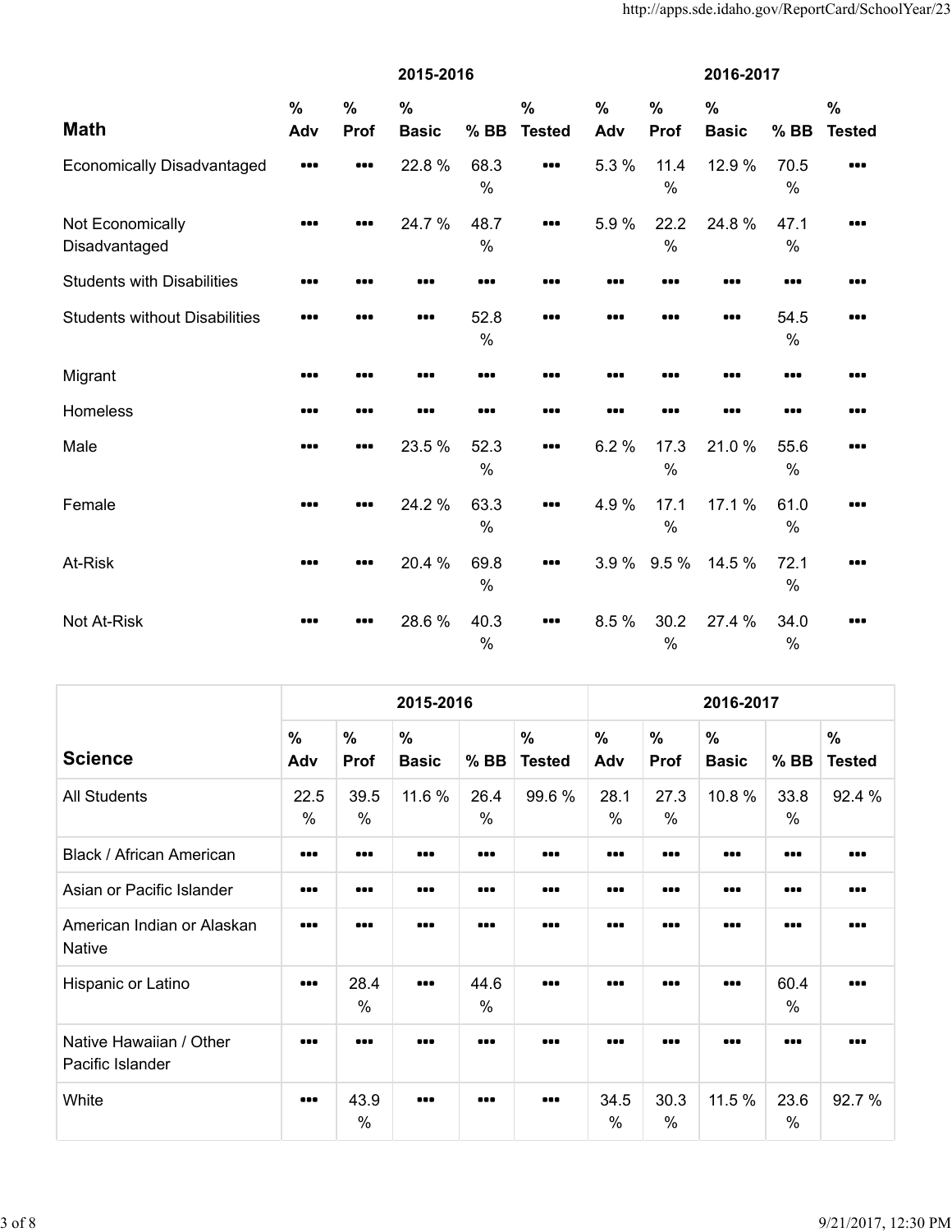| Math | 2015-2016 | | | | | 2016-2017 | | | | |
|---|---|---|---|---|---|---|---|---|---|---|
| | % Adv | % Prof | % Basic | % BB | % Tested | % Adv | % Prof | % Basic | % BB | % Tested |
| Economically Disadvantaged | ••• | ••• | 22.8 % | 68.3 % | ••• | 5.3 % | 11.4 % | 12.9 % | 70.5 % | ••• |
| Not Economically Disadvantaged | ••• | ••• | 24.7 % | 48.7 % | ••• | 5.9 % | 22.2 % | 24.8 % | 47.1 % | ••• |
| Students with Disabilities | ••• | ••• | ••• | ••• | ••• | ••• | ••• | ••• | ••• | ••• |
| Students without Disabilities | ••• | ••• | ••• | 52.8 % | ••• | ••• | ••• | ••• | 54.5 % | ••• |
| Migrant | ••• | ••• | ••• | ••• | ••• | ••• | ••• | ••• | ••• | ••• |
| Homeless | ••• | ••• | ••• | ••• | ••• | ••• | ••• | ••• | ••• | ••• |
| Male | ••• | ••• | 23.5 % | 52.3 % | ••• | 6.2 % | 17.3 % | 21.0 % | 55.6 % | ••• |
| Female | ••• | ••• | 24.2 % | 63.3 % | ••• | 4.9 % | 17.1 % | 17.1 % | 61.0 % | ••• |
| At-Risk | ••• | ••• | 20.4 % | 69.8 % | ••• | 3.9 % | 9.5 % | 14.5 % | 72.1 % | ••• |
| Not At-Risk | ••• | ••• | 28.6 % | 40.3 % | ••• | 8.5 % | 30.2 % | 27.4 % | 34.0 % | ••• |

| Science | 2015-2016 | | | | | 2016-2017 | | | | |
|---|---|---|---|---|---|---|---|---|---|---|
| | % Adv | % Prof | % Basic | % BB | % Tested | % Adv | % Prof | % Basic | % BB | % Tested |
| All Students | 22.5 % | 39.5 % | 11.6 % | 26.4 % | 99.6 % | 28.1 % | 27.3 % | 10.8 % | 33.8 % | 92.4 % |
| Black / African American | ••• | ••• | ••• | ••• | ••• | ••• | ••• | ••• | ••• | ••• |
| Asian or Pacific Islander | ••• | ••• | ••• | ••• | ••• | ••• | ••• | ••• | ••• | ••• |
| American Indian or Alaskan Native | ••• | ••• | ••• | ••• | ••• | ••• | ••• | ••• | ••• | ••• |
| Hispanic or Latino | ••• | 28.4 % | ••• | 44.6 % | ••• | ••• | ••• | ••• | 60.4 % | ••• |
| Native Hawaiian / Other Pacific Islander | ••• | ••• | ••• | ••• | ••• | ••• | ••• | ••• | ••• | ••• |
| White | ••• | 43.9 % | ••• | ••• | ••• | 34.5 % | 30.3 % | 11.5 % | 23.6 % | 92.7 % |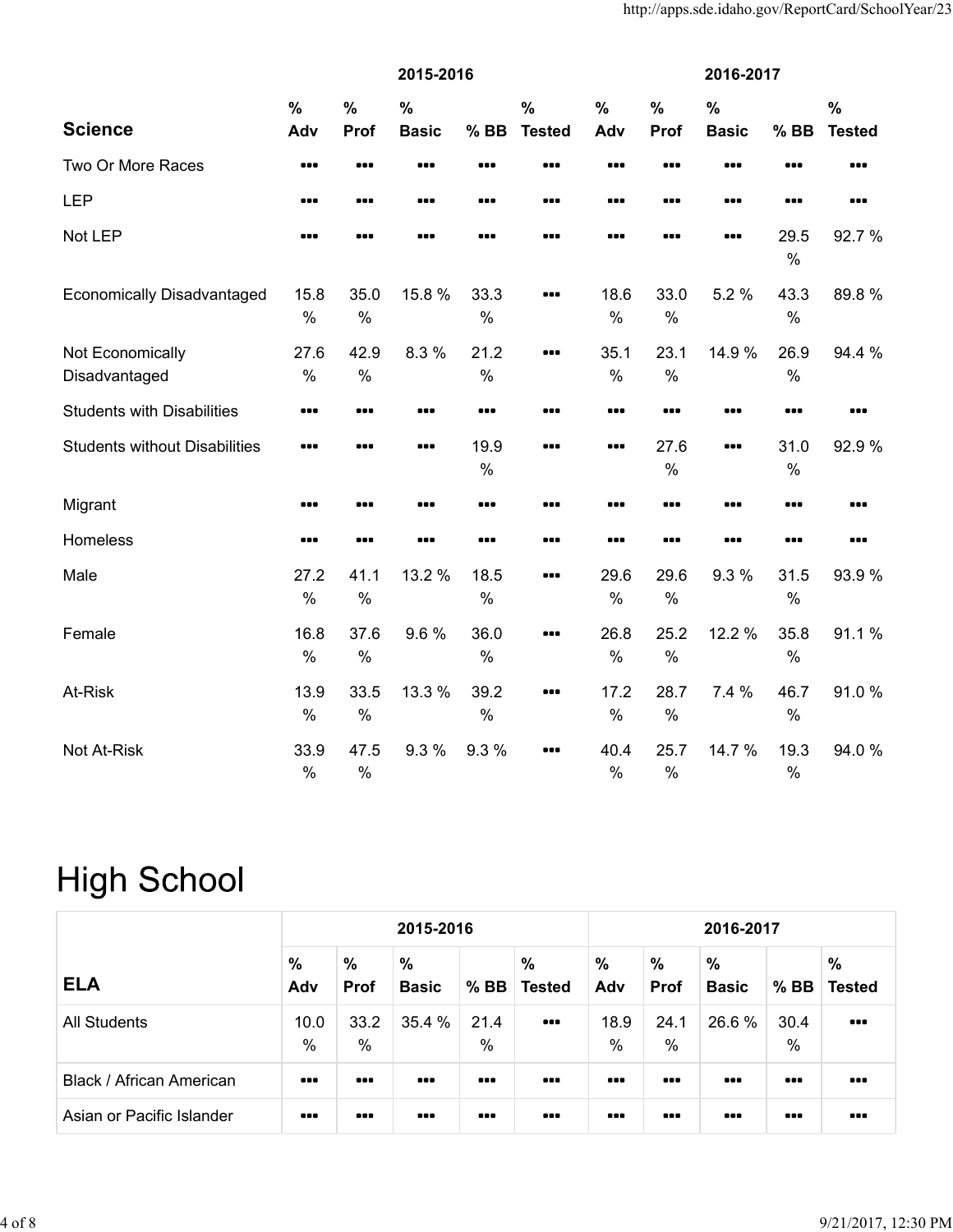| Science | 2015-2016 | | | | | 2016-2017 | | | | |
|---|---|---|---|---|---|---|---|---|---|---|
| | % Adv | % Prof | % Basic | % BB | % Tested | % Adv | % Prof | % Basic | % BB | % Tested |
| Two Or More Races | ••• | ••• | ••• | ••• | ••• | ••• | ••• | ••• | ••• | ••• |
| LEP | ••• | ••• | ••• | ••• | ••• | ••• | ••• | ••• | ••• | ••• |
| Not LEP | ••• | ••• | ••• | ••• | ••• | ••• | ••• | ••• | 29.5 % | 92.7 % |
| Economically Disadvantaged | 15.8 % | 35.0 % | 15.8 % | 33.3 % | ••• | 18.6 % | 33.0 % | 5.2 % | 43.3 % | 89.8 % |
| Not Economically Disadvantaged | 27.6 % | 42.9 % | 8.3 % | 21.2 % | ••• | 35.1 % | 23.1 % | 14.9 % | 26.9 % | 94.4 % |
| Students with Disabilities | ••• | ••• | ••• | ••• | ••• | ••• | ••• | ••• | ••• | ••• |
| Students without Disabilities | ••• | ••• | ••• | 19.9 % | ••• | ••• | 27.6 % | ••• | 31.0 % | 92.9 % |
| Migrant | ••• | ••• | ••• | ••• | ••• | ••• | ••• | ••• | ••• | ••• |
| Homeless | ••• | ••• | ••• | ••• | ••• | ••• | ••• | ••• | ••• | ••• |
| Male | 27.2 % | 41.1 % | 13.2 % | 18.5 % | ••• | 29.6 % | 29.6 % | 9.3 % | 31.5 % | 93.9 % |
| Female | 16.8 % | 37.6 % | 9.6 % | 36.0 % | ••• | 26.8 % | 25.2 % | 12.2 % | 35.8 % | 91.1 % |
| At-Risk | 13.9 % | 33.5 % | 13.3 % | 39.2 % | ••• | 17.2 % | 28.7 % | 7.4 % | 46.7 % | 91.0 % |
| Not At-Risk | 33.9 % | 47.5 % | 9.3 % | 9.3 % | ••• | 40.4 % | 25.7 % | 14.7 % | 19.3 % | 94.0 % |

# High School

| ELA | 2015-2016 | | | | | 2016-2017 | | | | |
|---|---|---|---|---|---|---|---|---|---|---|
| | % Adv | % Prof | % Basic | % BB | % Tested | % Adv | % Prof | % Basic | % BB | % Tested |
| All Students | 10.0 % | 33.2 % | 35.4 % | 21.4 % | ••• | 18.9 % | 24.1 % | 26.6 % | 30.4 % | ••• |
| Black / African American | ••• | ••• | ••• | ••• | ••• | ••• | ••• | ••• | ••• | ••• |
| Asian or Pacific Islander | ••• | ••• | ••• | ••• | ••• | ••• | ••• | ••• | ••• | ••• |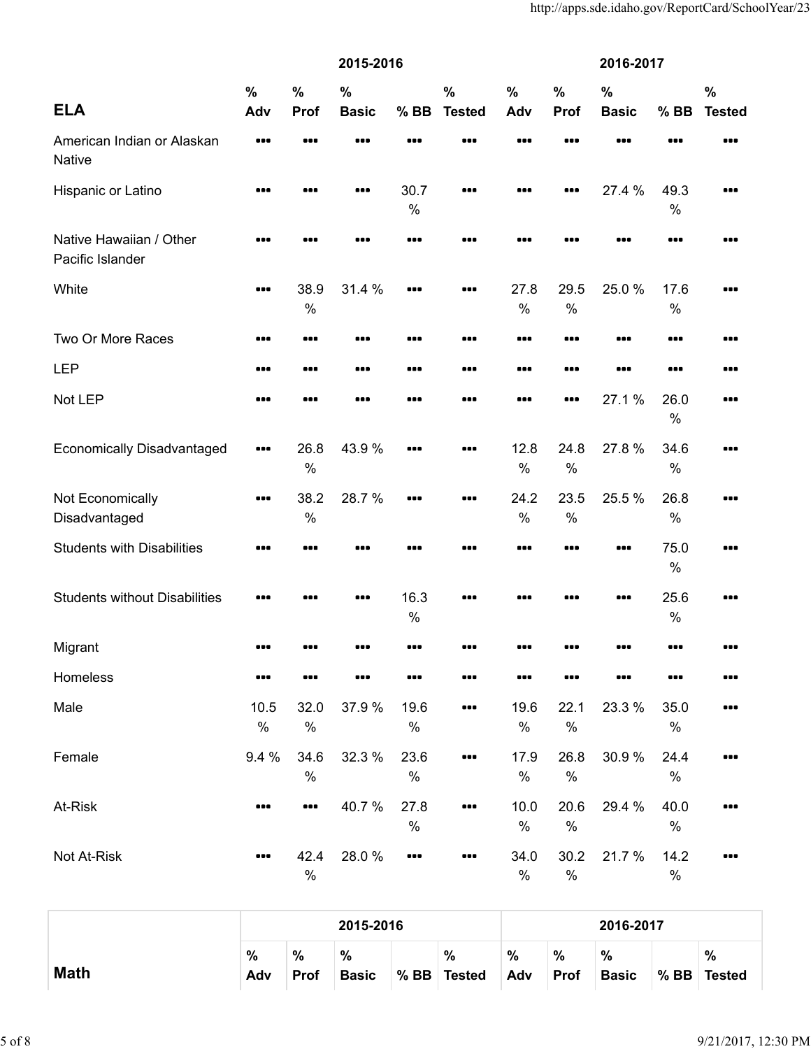| ELA | 2015-2016 | | | | | 2016-2017 | | | | |
|---|---|---|---|---|---|---|---|---|---|---|
| | % Adv | % Prof | % Basic | % BB | % Tested | % Adv | % Prof | % Basic | % BB | % Tested |
| American Indian or Alaskan Native | ••• | ••• | ••• | ••• | ••• | ••• | ••• | ••• | ••• | ••• |
| Hispanic or Latino | ••• | ••• | ••• | 30.7 % | ••• | ••• | ••• | 27.4 % | 49.3 % | ••• |
| Native Hawaiian / Other Pacific Islander | ••• | ••• | ••• | ••• | ••• | ••• | ••• | ••• | ••• | ••• |
| White | ••• | 38.9 % | 31.4 % | ••• | ••• | 27.8 % | 29.5 % | 25.0 % | 17.6 % | ••• |
| Two Or More Races | ••• | ••• | ••• | ••• | ••• | ••• | ••• | ••• | ••• | ••• |
| LEP | ••• | ••• | ••• | ••• | ••• | ••• | ••• | ••• | ••• | ••• |
| Not LEP | ••• | ••• | ••• | ••• | ••• | ••• | ••• | 27.1 % | 26.0 % | ••• |
| Economically Disadvantaged | ••• | 26.8 % | 43.9 % | ••• | ••• | 12.8 % | 24.8 % | 27.8 % | 34.6 % | ••• |
| Not Economically Disadvantaged | ••• | 38.2 % | 28.7 % | ••• | ••• | 24.2 % | 23.5 % | 25.5 % | 26.8 % | ••• |
| Students with Disabilities | ••• | ••• | ••• | ••• | ••• | ••• | ••• | ••• | 75.0 % | ••• |
| Students without Disabilities | ••• | ••• | ••• | 16.3 % | ••• | ••• | ••• | ••• | 25.6 % | ••• |
| Migrant | ••• | ••• | ••• | ••• | ••• | ••• | ••• | ••• | ••• | ••• |
| Homeless | ••• | ••• | ••• | ••• | ••• | ••• | ••• | ••• | ••• | ••• |
| Male | 10.5 % | 32.0 % | 37.9 % | 19.6 % | ••• | 19.6 % | 22.1 % | 23.3 % | 35.0 % | ••• |
| Female | 9.4 % | 34.6 % | 32.3 % | 23.6 % | ••• | 17.9 % | 26.8 % | 30.9 % | 24.4 % | ••• |
| At-Risk | ••• | ••• | 40.7 % | 27.8 % | ••• | 10.0 % | 20.6 % | 29.4 % | 40.0 % | ••• |
| Not At-Risk | ••• | 42.4 % | 28.0 % | ••• | ••• | 34.0 % | 30.2 % | 21.7 % | 14.2 % | ••• |

| Math | 2015-2016 | | | | | 2016-2017 | | | | |
|---|---|---|---|---|---|---|---|---|---|---|
| | % Adv | % Prof | % Basic | % BB | % Tested | % Adv | % Prof | % Basic | % BB | % Tested |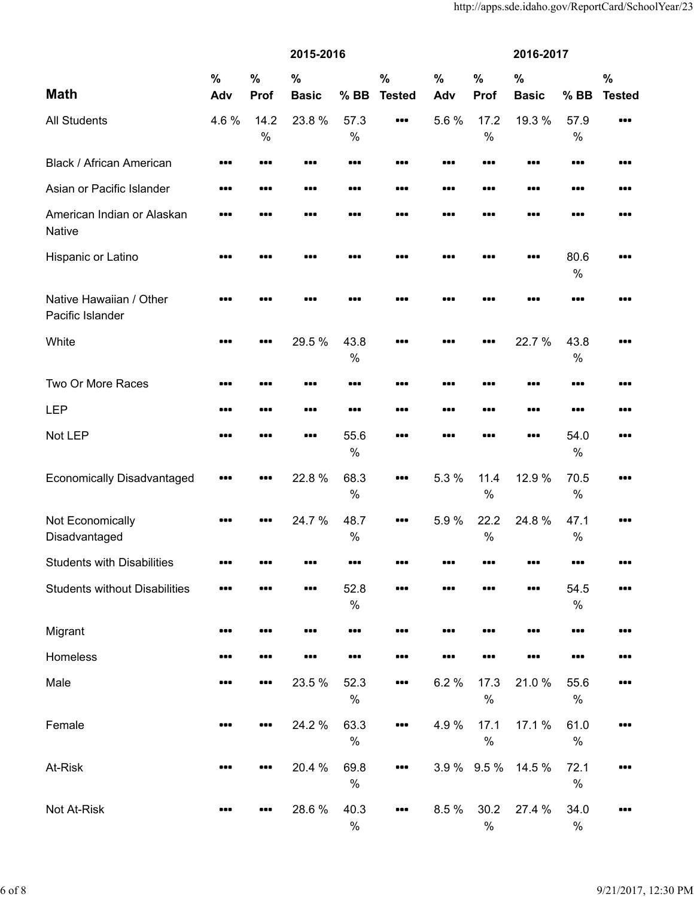| Math | 2015-2016 | | | | | 2016-2017 | | | | |
|---|---|---|---|---|---|---|---|---|---|---|
| | % Adv | % Prof | % Basic | % BB | % Tested | % Adv | % Prof | % Basic | % BB | % Tested |
| All Students | 4.6 % | 14.2 % | 23.8 % | 57.3 % | ••• | 5.6 % | 17.2 % | 19.3 % | 57.9 % | ••• |
| Black / African American | ••• | ••• | ••• | ••• | ••• | ••• | ••• | ••• | ••• | ••• |
| Asian or Pacific Islander | ••• | ••• | ••• | ••• | ••• | ••• | ••• | ••• | ••• | ••• |
| American Indian or Alaskan Native | ••• | ••• | ••• | ••• | ••• | ••• | ••• | ••• | ••• | ••• |
| Hispanic or Latino | ••• | ••• | ••• | ••• | ••• | ••• | ••• | ••• | 80.6 % | ••• |
| Native Hawaiian / Other Pacific Islander | ••• | ••• | ••• | ••• | ••• | ••• | ••• | ••• | ••• | ••• |
| White | ••• | ••• | 29.5 % | 43.8 % | ••• | ••• | ••• | 22.7 % | 43.8 % | ••• |
| Two Or More Races | ••• | ••• | ••• | ••• | ••• | ••• | ••• | ••• | ••• | ••• |
| LEP | ••• | ••• | ••• | ••• | ••• | ••• | ••• | ••• | ••• | ••• |
| Not LEP | ••• | ••• | ••• | 55.6 % | ••• | ••• | ••• | ••• | 54.0 % | ••• |
| Economically Disadvantaged | ••• | ••• | 22.8 % | 68.3 % | ••• | 5.3 % | 11.4 % | 12.9 % | 70.5 % | ••• |
| Not Economically Disadvantaged | ••• | ••• | 24.7 % | 48.7 % | ••• | 5.9 % | 22.2 % | 24.8 % | 47.1 % | ••• |
| Students with Disabilities | ••• | ••• | ••• | ••• | ••• | ••• | ••• | ••• | ••• | ••• |
| Students without Disabilities | ••• | ••• | ••• | 52.8 % | ••• | ••• | ••• | ••• | 54.5 % | ••• |
| Migrant | ••• | ••• | ••• | ••• | ••• | ••• | ••• | ••• | ••• | ••• |
| Homeless | ••• | ••• | ••• | ••• | ••• | ••• | ••• | ••• | ••• | ••• |
| Male | ••• | ••• | 23.5 % | 52.3 % | ••• | 6.2 % | 17.3 % | 21.0 % | 55.6 % | ••• |
| Female | ••• | ••• | 24.2 % | 63.3 % | ••• | 4.9 % | 17.1 % | 17.1 % | 61.0 % | ••• |
| At-Risk | ••• | ••• | 20.4 % | 69.8 % | ••• | 3.9 % | 9.5 % | 14.5 % | 72.1 % | ••• |
| Not At-Risk | ••• | ••• | 28.6 % | 40.3 % | ••• | 8.5 % | 30.2 % | 27.4 % | 34.0 % | ••• |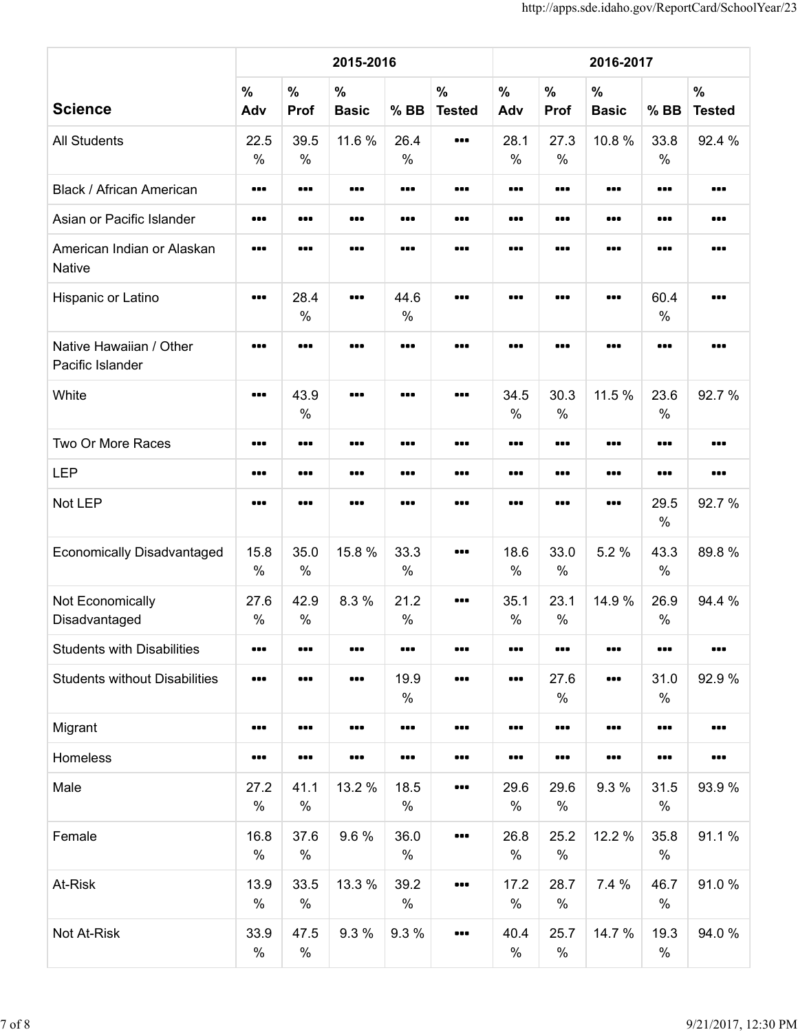| Science | 2015-2016 | | | | | 2016-2017 | | | | |
|---|---|---|---|---|---|---|---|---|---|---|
| | % Adv | % Prof | % Basic | % BB | % Tested | % Adv | % Prof | % Basic | % BB | % Tested |
| All Students | 22.5 % | 39.5 % | 11.6 % | 26.4 % | ••• | 28.1 % | 27.3 % | 10.8 % | 33.8 % | 92.4 % |
| Black / African American | ••• | ••• | ••• | ••• | ••• | ••• | ••• | ••• | ••• | ••• |
| Asian or Pacific Islander | ••• | ••• | ••• | ••• | ••• | ••• | ••• | ••• | ••• | ••• |
| American Indian or Alaskan Native | ••• | ••• | ••• | ••• | ••• | ••• | ••• | ••• | ••• | ••• |
| Hispanic or Latino | ••• | 28.4 % | ••• | 44.6 % | ••• | ••• | ••• | ••• | 60.4 % | ••• |
| Native Hawaiian / Other Pacific Islander | ••• | ••• | ••• | ••• | ••• | ••• | ••• | ••• | ••• | ••• |
| White | ••• | 43.9 % | ••• | ••• | ••• | 34.5 % | 30.3 % | 11.5 % | 23.6 % | 92.7 % |
| Two Or More Races | ••• | ••• | ••• | ••• | ••• | ••• | ••• | ••• | ••• | ••• |
| LEP | ••• | ••• | ••• | ••• | ••• | ••• | ••• | ••• | ••• | ••• |
| Not LEP | ••• | ••• | ••• | ••• | ••• | ••• | ••• | ••• | 29.5 % | 92.7 % |
| Economically Disadvantaged | 15.8 % | 35.0 % | 15.8 % | 33.3 % | ••• | 18.6 % | 33.0 % | 5.2 % | 43.3 % | 89.8 % |
| Not Economically Disadvantaged | 27.6 % | 42.9 % | 8.3 % | 21.2 % | ••• | 35.1 % | 23.1 % | 14.9 % | 26.9 % | 94.4 % |
| Students with Disabilities | ••• | ••• | ••• | ••• | ••• | ••• | ••• | ••• | ••• | ••• |
| Students without Disabilities | ••• | ••• | ••• | 19.9 % | ••• | ••• | 27.6 % | ••• | 31.0 % | 92.9 % |
| Migrant | ••• | ••• | ••• | ••• | ••• | ••• | ••• | ••• | ••• | ••• |
| Homeless | ••• | ••• | ••• | ••• | ••• | ••• | ••• | ••• | ••• | ••• |
| Male | 27.2 % | 41.1 % | 13.2 % | 18.5 % | ••• | 29.6 % | 29.6 % | 9.3 % | 31.5 % | 93.9 % |
| Female | 16.8 % | 37.6 % | 9.6 % | 36.0 % | ••• | 26.8 % | 25.2 % | 12.2 % | 35.8 % | 91.1 % |
| At-Risk | 13.9 % | 33.5 % | 13.3 % | 39.2 % | ••• | 17.2 % | 28.7 % | 7.4 % | 46.7 % | 91.0 % |
| Not At-Risk | 33.9 % | 47.5 % | 9.3 % | 9.3 % | ••• | 40.4 % | 25.7 % | 14.7 % | 19.3 % | 94.0 % |